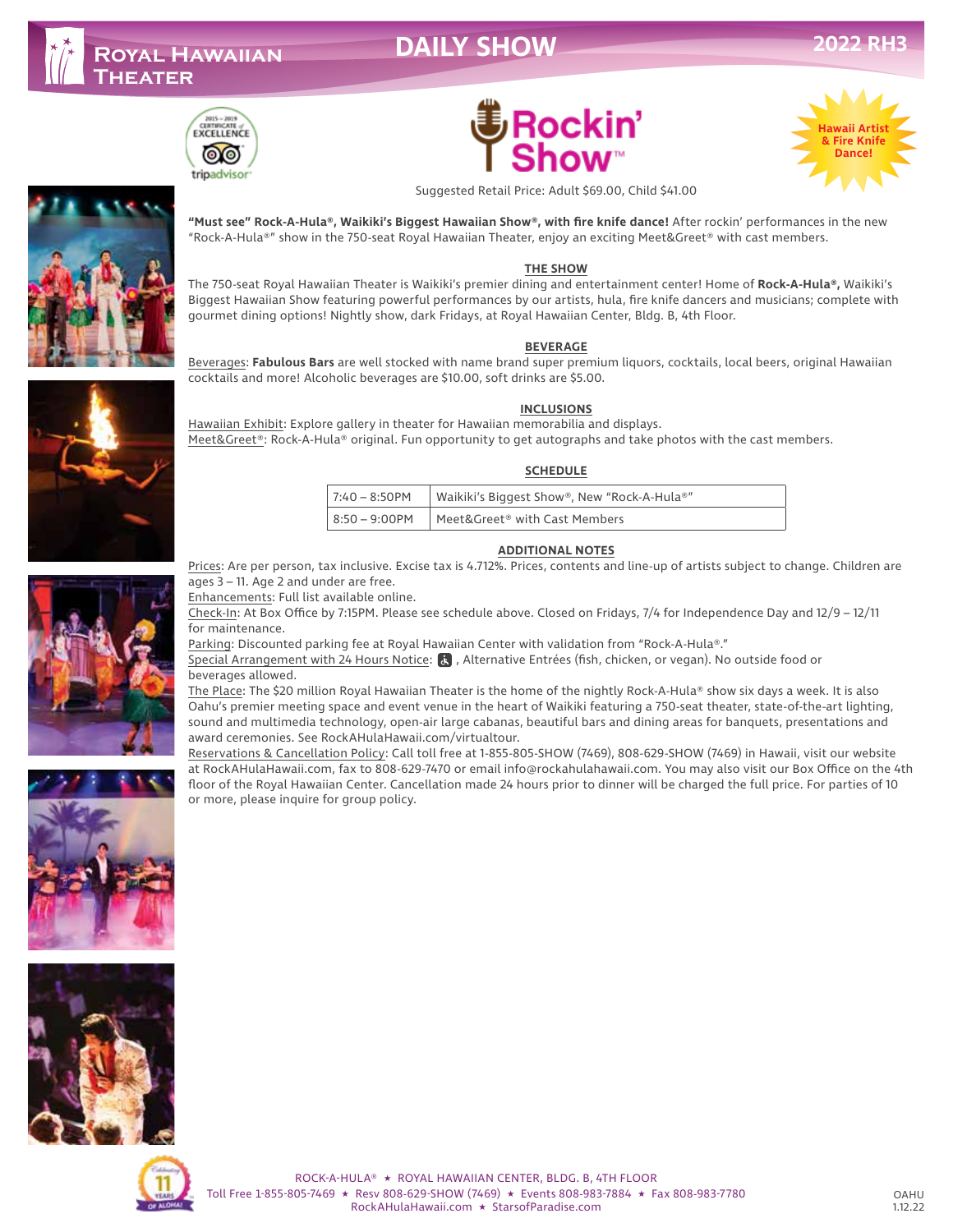# Royal Hawaiian Theater

## DAILY SHOW

2022 RH3

# Rockin' Show™

Hawaii Artist & Fire Knife Dance!

Suggested Retail Price: Adult $69.00, Child $41.00

**"Must see" Rock-A-Hula®, Waikiki's Biggest Hawaiian Show®, with fire knife dance!** After rockin' performances in the new "Rock-A-Hula®" show in the 750-seat Royal Hawaiian Theater, enjoy an exciting Meet&Greet® with cast members.

### THE SHOW

The 750-seat Royal Hawaiian Theater is Waikiki's premier dining and entertainment center! Home of **Rock-A-Hula®,** Waikiki's Biggest Hawaiian Show featuring powerful performances by our artists, hula, fire knife dancers and musicians; complete with gourmet dining options! Nightly show, dark Fridays, at Royal Hawaiian Center, Bldg. B, 4th Floor.

### BEVERAGE

Beverages: **Fabulous Bars** are well stocked with name brand super premium liquors, cocktails, local beers, original Hawaiian cocktails and more! Alcoholic beverages are $10.00, soft drinks are $5.00.

### INCLUSIONS

Hawaiian Exhibit: Explore gallery in theater for Hawaiian memorabilia and displays.
Meet&Greet®: Rock-A-Hula® original. Fun opportunity to get autographs and take photos with the cast members.

### SCHEDULE

| | |
|---|---|
| 7:40 – 8:50PM | Waikiki's Biggest Show®, New "Rock-A-Hula®" |
| 8:50 – 9:00PM | Meet&Greet® with Cast Members |

### ADDITIONAL NOTES

Prices: Are per person, tax inclusive. Excise tax is 4.712%. Prices, contents and line-up of artists subject to change. Children are ages 3 – 11. Age 2 and under are free.
Enhancements: Full list available online.
Check-In: At Box Office by 7:15PM. Please see schedule above. Closed on Fridays, 7/4 for Independence Day and 12/9 – 12/11 for maintenance.
Parking: Discounted parking fee at Royal Hawaiian Center with validation from "Rock-A-Hula®."
Special Arrangement with 24 Hours Notice: ♿, Alternative Entrées (fish, chicken, or vegan). No outside food or beverages allowed.
The Place: The $20 million Royal Hawaiian Theater is the home of the nightly Rock-A-Hula® show six days a week. It is also Oahu's premier meeting space and event venue in the heart of Waikiki featuring a 750-seat theater, state-of-the-art lighting, sound and multimedia technology, open-air large cabanas, beautiful bars and dining areas for banquets, presentations and award ceremonies. See RockAHulaHawaii.com/virtualtour.
Reservations & Cancellation Policy: Call toll free at 1-855-805-SHOW (7469), 808-629-SHOW (7469) in Hawaii, visit our website at RockAHulaHawaii.com, fax to 808-629-7470 or email info@rockahulahawaii.com. You may also visit our Box Office on the 4th floor of the Royal Hawaiian Center. Cancellation made 24 hours prior to dinner will be charged the full price. For parties of 10 or more, please inquire for group policy.

ROCK-A-HULA® ★ ROYAL HAWAIIAN CENTER, BLDG. B, 4TH FLOOR
Toll Free 1-855-805-7469 ★ Resv 808-629-SHOW (7469) ★ Events 808-983-7884 ★ Fax 808-983-7780
RockAHulaHawaii.com ★ StarsofParadise.com

OAHU 1.12.22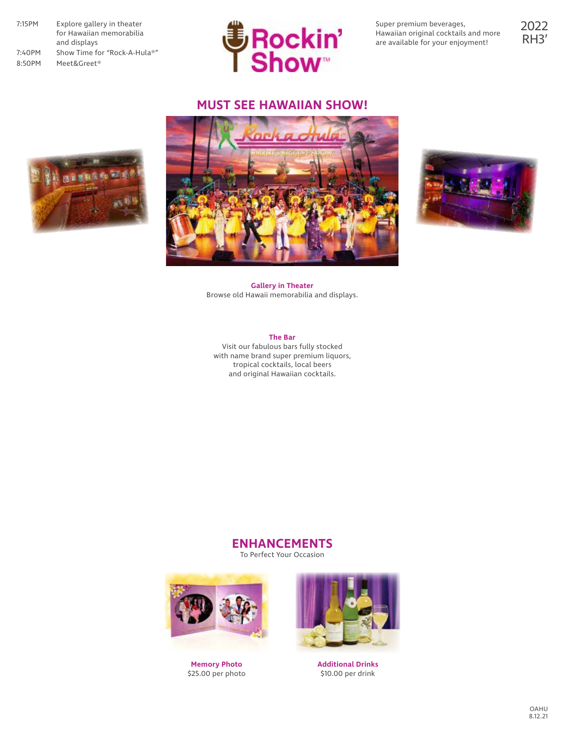| | |
|---|---|
| 7:15PM | Explore gallery in theater for Hawaiian memorabilia and displays |
| 7:40PM | Show Time for "Rock-A-Hula®" |
| 8:50PM | Meet&Greet® |

Rockin' Show™

Super premium beverages, Hawaiian original cocktails and more are available for your enjoyment!

2022
RH3'

## MUST SEE HAWAIIAN SHOW!

**Gallery in Theater**
Browse old Hawaii memorabilia and displays.

**The Bar**
Visit our fabulous bars fully stocked with name brand super premium liquors, tropical cocktails, local beers and original Hawaiian cocktails.

## ENHANCEMENTS

To Perfect Your Occasion

**Memory Photo**
$25.00 per photo

**Additional Drinks**
$10.00 per drink

OAHU
8.12.21